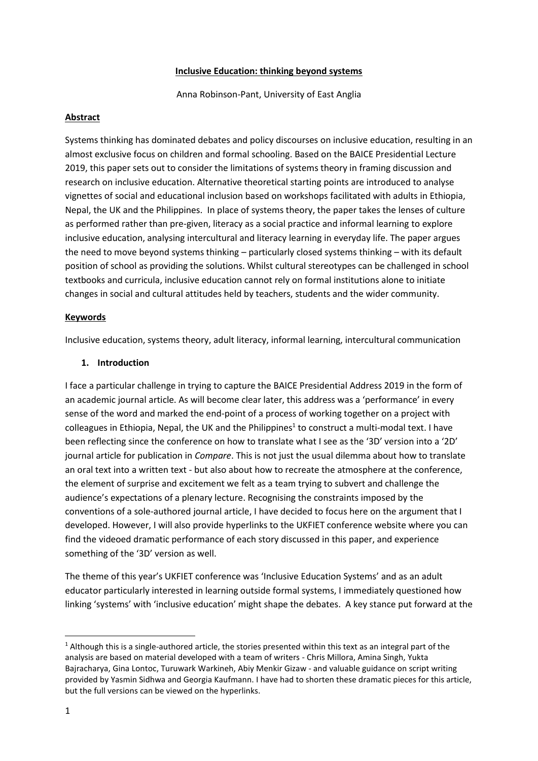**Inclusive Education: thinking beyond systems**

Anna Robinson-Pant, University of East Anglia

**Abstract**

Systems thinking has dominated debates and policy discourses on inclusive education, resulting in an almost exclusive focus on children and formal schooling. Based on the BAICE Presidential Lecture 2019, this paper sets out to consider the limitations of systems theory in framing discussion and research on inclusive education. Alternative theoretical starting points are introduced to analyse vignettes of social and educational inclusion based on workshops facilitated with adults in Ethiopia, Nepal, the UK and the Philippines. In place of systems theory, the paper takes the lenses of culture as performed rather than pre-given, literacy as a social practice and informal learning to explore inclusive education, analysing intercultural and literacy learning in everyday life. The paper argues the need to move beyond systems thinking – particularly closed systems thinking – with its default position of school as providing the solutions. Whilst cultural stereotypes can be challenged in school textbooks and curricula, inclusive education cannot rely on formal institutions alone to initiate changes in social and cultural attitudes held by teachers, students and the wider community.

**Keywords**

Inclusive education, systems theory, adult literacy, informal learning, intercultural communication

## 1. Introduction

I face a particular challenge in trying to capture the BAICE Presidential Address 2019 in the form of an academic journal article. As will become clear later, this address was a 'performance' in every sense of the word and marked the end-point of a process of working together on a project with colleagues in Ethiopia, Nepal, the UK and the Philippines[1] to construct a multi-modal text. I have been reflecting since the conference on how to translate what I see as the '3D' version into a '2D' journal article for publication in *Compare*. This is not just the usual dilemma about how to translate an oral text into a written text - but also about how to recreate the atmosphere at the conference, the element of surprise and excitement we felt as a team trying to subvert and challenge the audience's expectations of a plenary lecture. Recognising the constraints imposed by the conventions of a sole-authored journal article, I have decided to focus here on the argument that I developed. However, I will also provide hyperlinks to the UKFIET conference website where you can find the videoed dramatic performance of each story discussed in this paper, and experience something of the '3D' version as well.

The theme of this year's UKFIET conference was 'Inclusive Education Systems' and as an adult educator particularly interested in learning outside formal systems, I immediately questioned how linking 'systems' with 'inclusive education' might shape the debates. A key stance put forward at the

[1] Although this is a single-authored article, the stories presented within this text as an integral part of the analysis are based on material developed with a team of writers - Chris Millora, Amina Singh, Yukta Bajracharya, Gina Lontoc, Turuwark Warkineh, Abiy Menkir Gizaw - and valuable guidance on script writing provided by Yasmin Sidhwa and Georgia Kaufmann. I have had to shorten these dramatic pieces for this article, but the full versions can be viewed on the hyperlinks.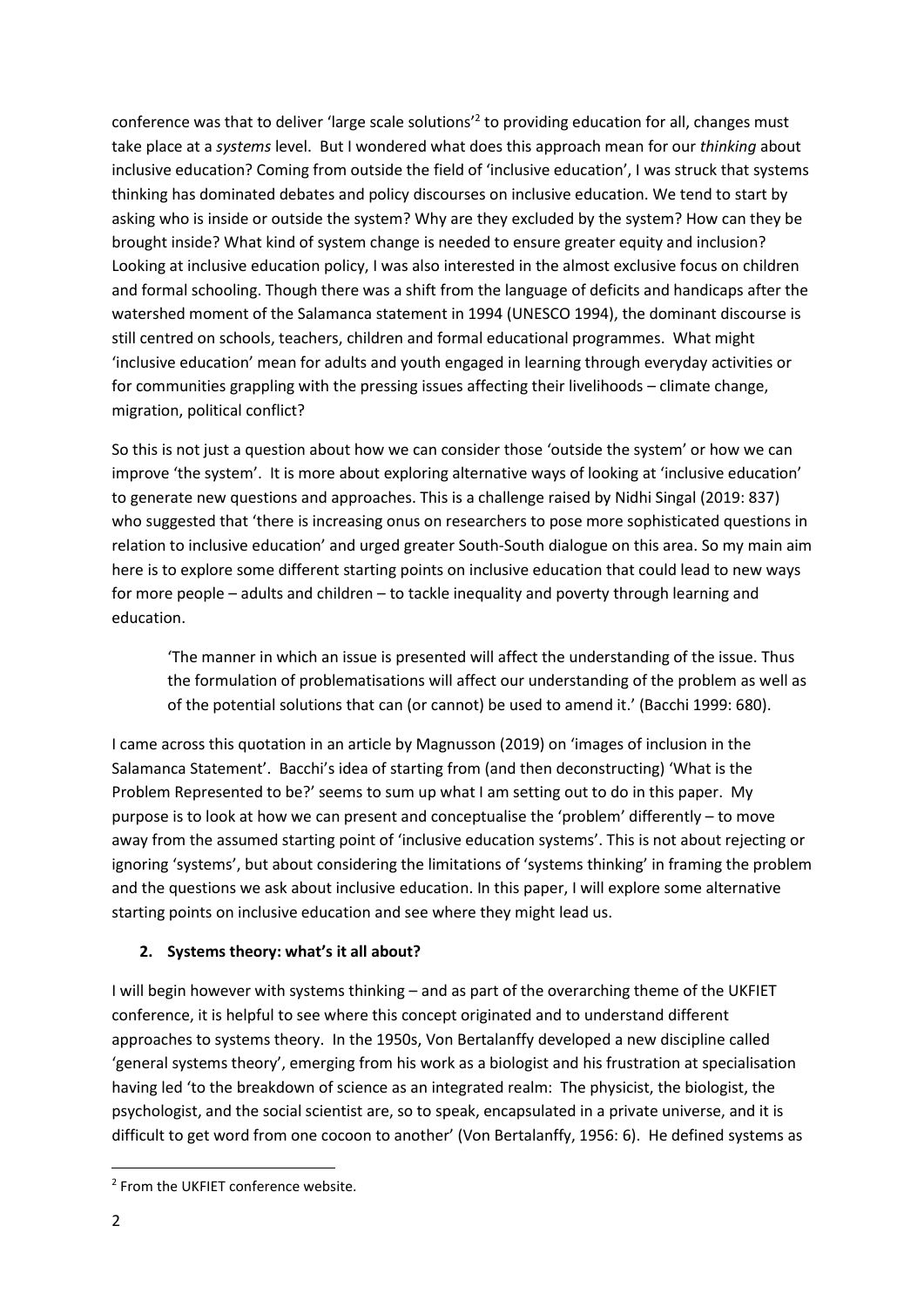conference was that to deliver 'large scale solutions'[2] to providing education for all, changes must take place at a *systems* level. But I wondered what does this approach mean for our *thinking* about inclusive education? Coming from outside the field of 'inclusive education', I was struck that systems thinking has dominated debates and policy discourses on inclusive education. We tend to start by asking who is inside or outside the system? Why are they excluded by the system? How can they be brought inside? What kind of system change is needed to ensure greater equity and inclusion? Looking at inclusive education policy, I was also interested in the almost exclusive focus on children and formal schooling. Though there was a shift from the language of deficits and handicaps after the watershed moment of the Salamanca statement in 1994 (UNESCO 1994), the dominant discourse is still centred on schools, teachers, children and formal educational programmes. What might 'inclusive education' mean for adults and youth engaged in learning through everyday activities or for communities grappling with the pressing issues affecting their livelihoods – climate change, migration, political conflict?

So this is not just a question about how we can consider those 'outside the system' or how we can improve 'the system'. It is more about exploring alternative ways of looking at 'inclusive education' to generate new questions and approaches. This is a challenge raised by Nidhi Singal (2019: 837) who suggested that 'there is increasing onus on researchers to pose more sophisticated questions in relation to inclusive education' and urged greater South-South dialogue on this area. So my main aim here is to explore some different starting points on inclusive education that could lead to new ways for more people – adults and children – to tackle inequality and poverty through learning and education.

> 'The manner in which an issue is presented will affect the understanding of the issue. Thus the formulation of problematisations will affect our understanding of the problem as well as of the potential solutions that can (or cannot) be used to amend it.' (Bacchi 1999: 680).

I came across this quotation in an article by Magnusson (2019) on 'images of inclusion in the Salamanca Statement'. Bacchi's idea of starting from (and then deconstructing) 'What is the Problem Represented to be?' seems to sum up what I am setting out to do in this paper. My purpose is to look at how we can present and conceptualise the 'problem' differently – to move away from the assumed starting point of 'inclusive education systems'. This is not about rejecting or ignoring 'systems', but about considering the limitations of 'systems thinking' in framing the problem and the questions we ask about inclusive education. In this paper, I will explore some alternative starting points on inclusive education and see where they might lead us.

## 2. Systems theory: what's it all about?

I will begin however with systems thinking – and as part of the overarching theme of the UKFIET conference, it is helpful to see where this concept originated and to understand different approaches to systems theory. In the 1950s, Von Bertalanffy developed a new discipline called 'general systems theory', emerging from his work as a biologist and his frustration at specialisation having led 'to the breakdown of science as an integrated realm: The physicist, the biologist, the psychologist, and the social scientist are, so to speak, encapsulated in a private universe, and it is difficult to get word from one cocoon to another' (Von Bertalanffy, 1956: 6). He defined systems as

---

[2] From the UKFIET conference website.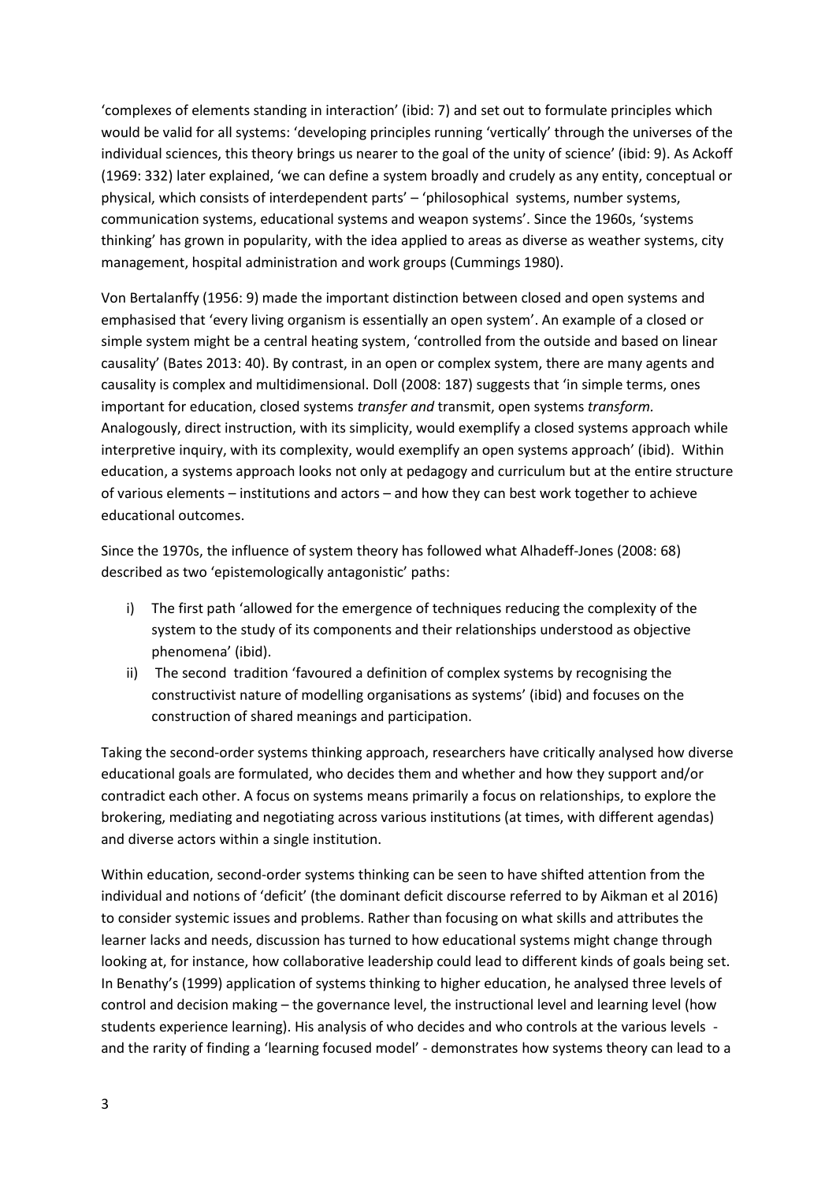'complexes of elements standing in interaction' (ibid: 7) and set out to formulate principles which would be valid for all systems: 'developing principles running 'vertically' through the universes of the individual sciences, this theory brings us nearer to the goal of the unity of science' (ibid: 9). As Ackoff (1969: 332) later explained, 'we can define a system broadly and crudely as any entity, conceptual or physical, which consists of interdependent parts' – 'philosophical systems, number systems, communication systems, educational systems and weapon systems'. Since the 1960s, 'systems thinking' has grown in popularity, with the idea applied to areas as diverse as weather systems, city management, hospital administration and work groups (Cummings 1980).

Von Bertalanffy (1956: 9) made the important distinction between closed and open systems and emphasised that 'every living organism is essentially an open system'. An example of a closed or simple system might be a central heating system, 'controlled from the outside and based on linear causality' (Bates 2013: 40). By contrast, in an open or complex system, there are many agents and causality is complex and multidimensional. Doll (2008: 187) suggests that 'in simple terms, ones important for education, closed systems *transfer and* transmit, open systems *transform*. Analogously, direct instruction, with its simplicity, would exemplify a closed systems approach while interpretive inquiry, with its complexity, would exemplify an open systems approach' (ibid). Within education, a systems approach looks not only at pedagogy and curriculum but at the entire structure of various elements – institutions and actors – and how they can best work together to achieve educational outcomes.

Since the 1970s, the influence of system theory has followed what Alhadeff-Jones (2008: 68) described as two 'epistemologically antagonistic' paths:

i) The first path 'allowed for the emergence of techniques reducing the complexity of the system to the study of its components and their relationships understood as objective phenomena' (ibid).
ii) The second tradition 'favoured a definition of complex systems by recognising the constructivist nature of modelling organisations as systems' (ibid) and focuses on the construction of shared meanings and participation.

Taking the second-order systems thinking approach, researchers have critically analysed how diverse educational goals are formulated, who decides them and whether and how they support and/or contradict each other. A focus on systems means primarily a focus on relationships, to explore the brokering, mediating and negotiating across various institutions (at times, with different agendas) and diverse actors within a single institution.

Within education, second-order systems thinking can be seen to have shifted attention from the individual and notions of 'deficit' (the dominant deficit discourse referred to by Aikman et al 2016) to consider systemic issues and problems. Rather than focusing on what skills and attributes the learner lacks and needs, discussion has turned to how educational systems might change through looking at, for instance, how collaborative leadership could lead to different kinds of goals being set. In Benathy's (1999) application of systems thinking to higher education, he analysed three levels of control and decision making – the governance level, the instructional level and learning level (how students experience learning). His analysis of who decides and who controls at the various levels - and the rarity of finding a 'learning focused model' - demonstrates how systems theory can lead to a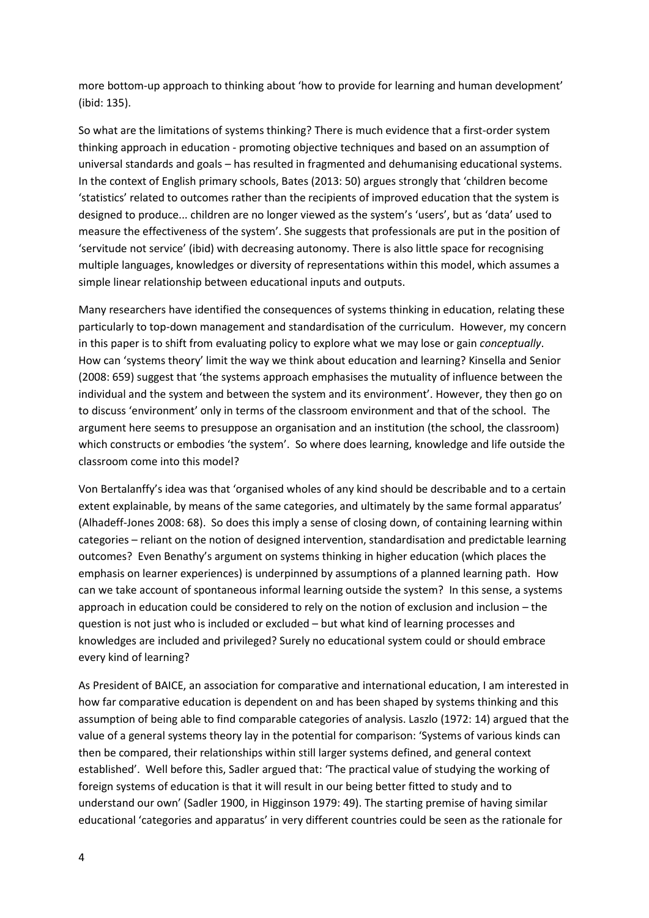more bottom-up approach to thinking about 'how to provide for learning and human development' (ibid: 135).

So what are the limitations of systems thinking? There is much evidence that a first-order system thinking approach in education - promoting objective techniques and based on an assumption of universal standards and goals – has resulted in fragmented and dehumanising educational systems. In the context of English primary schools, Bates (2013: 50) argues strongly that 'children become 'statistics' related to outcomes rather than the recipients of improved education that the system is designed to produce... children are no longer viewed as the system's 'users', but as 'data' used to measure the effectiveness of the system'. She suggests that professionals are put in the position of 'servitude not service' (ibid) with decreasing autonomy. There is also little space for recognising multiple languages, knowledges or diversity of representations within this model, which assumes a simple linear relationship between educational inputs and outputs.

Many researchers have identified the consequences of systems thinking in education, relating these particularly to top-down management and standardisation of the curriculum. However, my concern in this paper is to shift from evaluating policy to explore what we may lose or gain *conceptually*. How can 'systems theory' limit the way we think about education and learning? Kinsella and Senior (2008: 659) suggest that 'the systems approach emphasises the mutuality of influence between the individual and the system and between the system and its environment'. However, they then go on to discuss 'environment' only in terms of the classroom environment and that of the school. The argument here seems to presuppose an organisation and an institution (the school, the classroom) which constructs or embodies 'the system'. So where does learning, knowledge and life outside the classroom come into this model?

Von Bertalanffy's idea was that 'organised wholes of any kind should be describable and to a certain extent explainable, by means of the same categories, and ultimately by the same formal apparatus' (Alhadeff-Jones 2008: 68). So does this imply a sense of closing down, of containing learning within categories – reliant on the notion of designed intervention, standardisation and predictable learning outcomes? Even Benathy's argument on systems thinking in higher education (which places the emphasis on learner experiences) is underpinned by assumptions of a planned learning path. How can we take account of spontaneous informal learning outside the system? In this sense, a systems approach in education could be considered to rely on the notion of exclusion and inclusion – the question is not just who is included or excluded – but what kind of learning processes and knowledges are included and privileged? Surely no educational system could or should embrace every kind of learning?

As President of BAICE, an association for comparative and international education, I am interested in how far comparative education is dependent on and has been shaped by systems thinking and this assumption of being able to find comparable categories of analysis. Laszlo (1972: 14) argued that the value of a general systems theory lay in the potential for comparison: 'Systems of various kinds can then be compared, their relationships within still larger systems defined, and general context established'. Well before this, Sadler argued that: 'The practical value of studying the working of foreign systems of education is that it will result in our being better fitted to study and to understand our own' (Sadler 1900, in Higginson 1979: 49). The starting premise of having similar educational 'categories and apparatus' in very different countries could be seen as the rationale for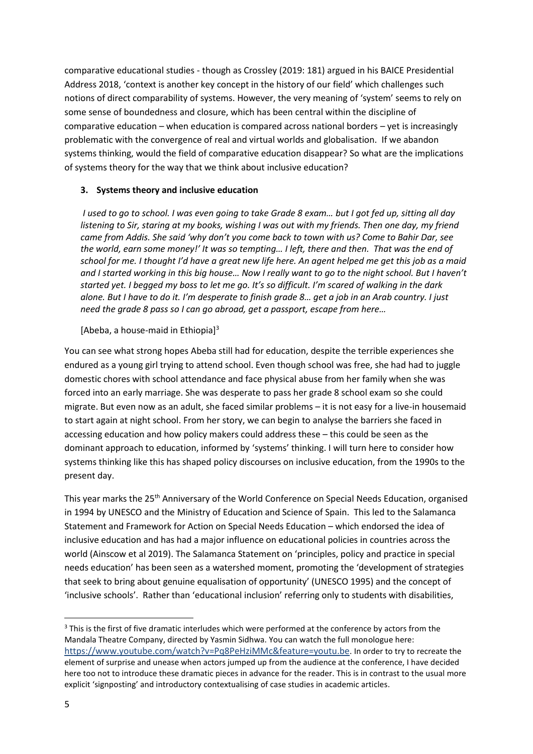comparative educational studies - though as Crossley (2019: 181) argued in his BAICE Presidential Address 2018, 'context is another key concept in the history of our field' which challenges such notions of direct comparability of systems. However, the very meaning of 'system' seems to rely on some sense of boundedness and closure, which has been central within the discipline of comparative education – when education is compared across national borders – yet is increasingly problematic with the convergence of real and virtual worlds and globalisation. If we abandon systems thinking, would the field of comparative education disappear? So what are the implications of systems theory for the way that we think about inclusive education?

### 3. Systems theory and inclusive education

*I used to go to school. I was even going to take Grade 8 exam… but I got fed up, sitting all day listening to Sir, staring at my books, wishing I was out with my friends. Then one day, my friend came from Addis. She said 'why don't you come back to town with us? Come to Bahir Dar, see the world, earn some money!' It was so tempting… I left, there and then. That was the end of school for me. I thought I'd have a great new life here. An agent helped me get this job as a maid and I started working in this big house… Now I really want to go to the night school. But I haven't started yet. I begged my boss to let me go. It's so difficult. I'm scared of walking in the dark alone. But I have to do it. I'm desperate to finish grade 8… get a job in an Arab country. I just need the grade 8 pass so I can go abroad, get a passport, escape from here…*

[Abeba, a house-maid in Ethiopia][3]

You can see what strong hopes Abeba still had for education, despite the terrible experiences she endured as a young girl trying to attend school. Even though school was free, she had had to juggle domestic chores with school attendance and face physical abuse from her family when she was forced into an early marriage. She was desperate to pass her grade 8 school exam so she could migrate. But even now as an adult, she faced similar problems – it is not easy for a live-in housemaid to start again at night school. From her story, we can begin to analyse the barriers she faced in accessing education and how policy makers could address these – this could be seen as the dominant approach to education, informed by 'systems' thinking. I will turn here to consider how systems thinking like this has shaped policy discourses on inclusive education, from the 1990s to the present day.

This year marks the 25th Anniversary of the World Conference on Special Needs Education, organised in 1994 by UNESCO and the Ministry of Education and Science of Spain. This led to the Salamanca Statement and Framework for Action on Special Needs Education – which endorsed the idea of inclusive education and has had a major influence on educational policies in countries across the world (Ainscow et al 2019). The Salamanca Statement on 'principles, policy and practice in special needs education' has been seen as a watershed moment, promoting the 'development of strategies that seek to bring about genuine equalisation of opportunity' (UNESCO 1995) and the concept of 'inclusive schools'. Rather than 'educational inclusion' referring only to students with disabilities,

---

[3] This is the first of five dramatic interludes which were performed at the conference by actors from the Mandala Theatre Company, directed by Yasmin Sidhwa. You can watch the full monologue here: https://www.youtube.com/watch?v=Pq8PeHziMMc&feature=youtu.be. In order to try to recreate the element of surprise and unease when actors jumped up from the audience at the conference, I have decided here too not to introduce these dramatic pieces in advance for the reader. This is in contrast to the usual more explicit 'signposting' and introductory contextualising of case studies in academic articles.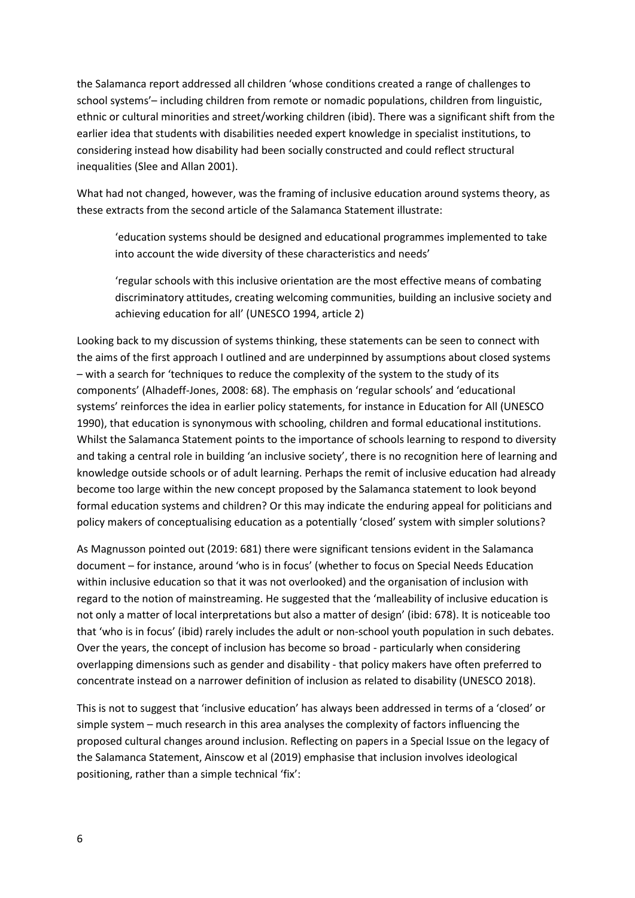the Salamanca report addressed all children 'whose conditions created a range of challenges to school systems'– including children from remote or nomadic populations, children from linguistic, ethnic or cultural minorities and street/working children (ibid). There was a significant shift from the earlier idea that students with disabilities needed expert knowledge in specialist institutions, to considering instead how disability had been socially constructed and could reflect structural inequalities (Slee and Allan 2001).

What had not changed, however, was the framing of inclusive education around systems theory, as these extracts from the second article of the Salamanca Statement illustrate:

> 'education systems should be designed and educational programmes implemented to take into account the wide diversity of these characteristics and needs'
>
> 'regular schools with this inclusive orientation are the most effective means of combating discriminatory attitudes, creating welcoming communities, building an inclusive society and achieving education for all' (UNESCO 1994, article 2)

Looking back to my discussion of systems thinking, these statements can be seen to connect with the aims of the first approach I outlined and are underpinned by assumptions about closed systems – with a search for 'techniques to reduce the complexity of the system to the study of its components' (Alhadeff-Jones, 2008: 68). The emphasis on 'regular schools' and 'educational systems' reinforces the idea in earlier policy statements, for instance in Education for All (UNESCO 1990), that education is synonymous with schooling, children and formal educational institutions. Whilst the Salamanca Statement points to the importance of schools learning to respond to diversity and taking a central role in building 'an inclusive society', there is no recognition here of learning and knowledge outside schools or of adult learning. Perhaps the remit of inclusive education had already become too large within the new concept proposed by the Salamanca statement to look beyond formal education systems and children? Or this may indicate the enduring appeal for politicians and policy makers of conceptualising education as a potentially 'closed' system with simpler solutions?

As Magnusson pointed out (2019: 681) there were significant tensions evident in the Salamanca document – for instance, around 'who is in focus' (whether to focus on Special Needs Education within inclusive education so that it was not overlooked) and the organisation of inclusion with regard to the notion of mainstreaming. He suggested that the 'malleability of inclusive education is not only a matter of local interpretations but also a matter of design' (ibid: 678). It is noticeable too that 'who is in focus' (ibid) rarely includes the adult or non-school youth population in such debates. Over the years, the concept of inclusion has become so broad - particularly when considering overlapping dimensions such as gender and disability - that policy makers have often preferred to concentrate instead on a narrower definition of inclusion as related to disability (UNESCO 2018).

This is not to suggest that 'inclusive education' has always been addressed in terms of a 'closed' or simple system – much research in this area analyses the complexity of factors influencing the proposed cultural changes around inclusion. Reflecting on papers in a Special Issue on the legacy of the Salamanca Statement, Ainscow et al (2019) emphasise that inclusion involves ideological positioning, rather than a simple technical 'fix':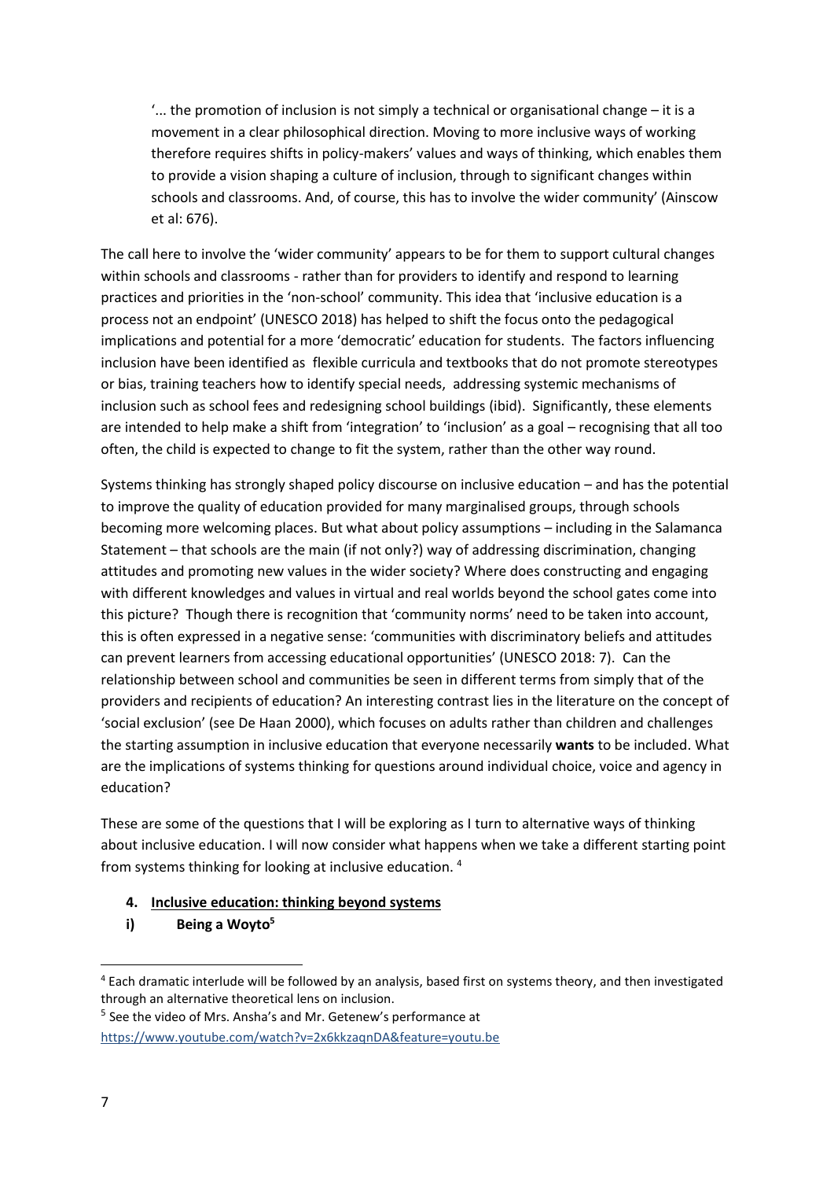'... the promotion of inclusion is not simply a technical or organisational change – it is a movement in a clear philosophical direction. Moving to more inclusive ways of working therefore requires shifts in policy-makers' values and ways of thinking, which enables them to provide a vision shaping a culture of inclusion, through to significant changes within schools and classrooms. And, of course, this has to involve the wider community' (Ainscow et al: 676).

The call here to involve the 'wider community' appears to be for them to support cultural changes within schools and classrooms - rather than for providers to identify and respond to learning practices and priorities in the 'non-school' community. This idea that 'inclusive education is a process not an endpoint' (UNESCO 2018) has helped to shift the focus onto the pedagogical implications and potential for a more 'democratic' education for students. The factors influencing inclusion have been identified as flexible curricula and textbooks that do not promote stereotypes or bias, training teachers how to identify special needs, addressing systemic mechanisms of inclusion such as school fees and redesigning school buildings (ibid). Significantly, these elements are intended to help make a shift from 'integration' to 'inclusion' as a goal – recognising that all too often, the child is expected to change to fit the system, rather than the other way round.

Systems thinking has strongly shaped policy discourse on inclusive education – and has the potential to improve the quality of education provided for many marginalised groups, through schools becoming more welcoming places. But what about policy assumptions – including in the Salamanca Statement – that schools are the main (if not only?) way of addressing discrimination, changing attitudes and promoting new values in the wider society? Where does constructing and engaging with different knowledges and values in virtual and real worlds beyond the school gates come into this picture? Though there is recognition that 'community norms' need to be taken into account, this is often expressed in a negative sense: 'communities with discriminatory beliefs and attitudes can prevent learners from accessing educational opportunities' (UNESCO 2018: 7). Can the relationship between school and communities be seen in different terms from simply that of the providers and recipients of education? An interesting contrast lies in the literature on the concept of 'social exclusion' (see De Haan 2000), which focuses on adults rather than children and challenges the starting assumption in inclusive education that everyone necessarily **wants** to be included. What are the implications of systems thinking for questions around individual choice, voice and agency in education?

These are some of the questions that I will be exploring as I turn to alternative ways of thinking about inclusive education. I will now consider what happens when we take a different starting point from systems thinking for looking at inclusive education. [4]

## 4. Inclusive education: thinking beyond systems

### i) Being a Woyto[5]

---

[4] Each dramatic interlude will be followed by an analysis, based first on systems theory, and then investigated through an alternative theoretical lens on inclusion.

[5] See the video of Mrs. Ansha's and Mr. Getenew's performance at https://www.youtube.com/watch?v=2x6kkzaqnDA&feature=youtu.be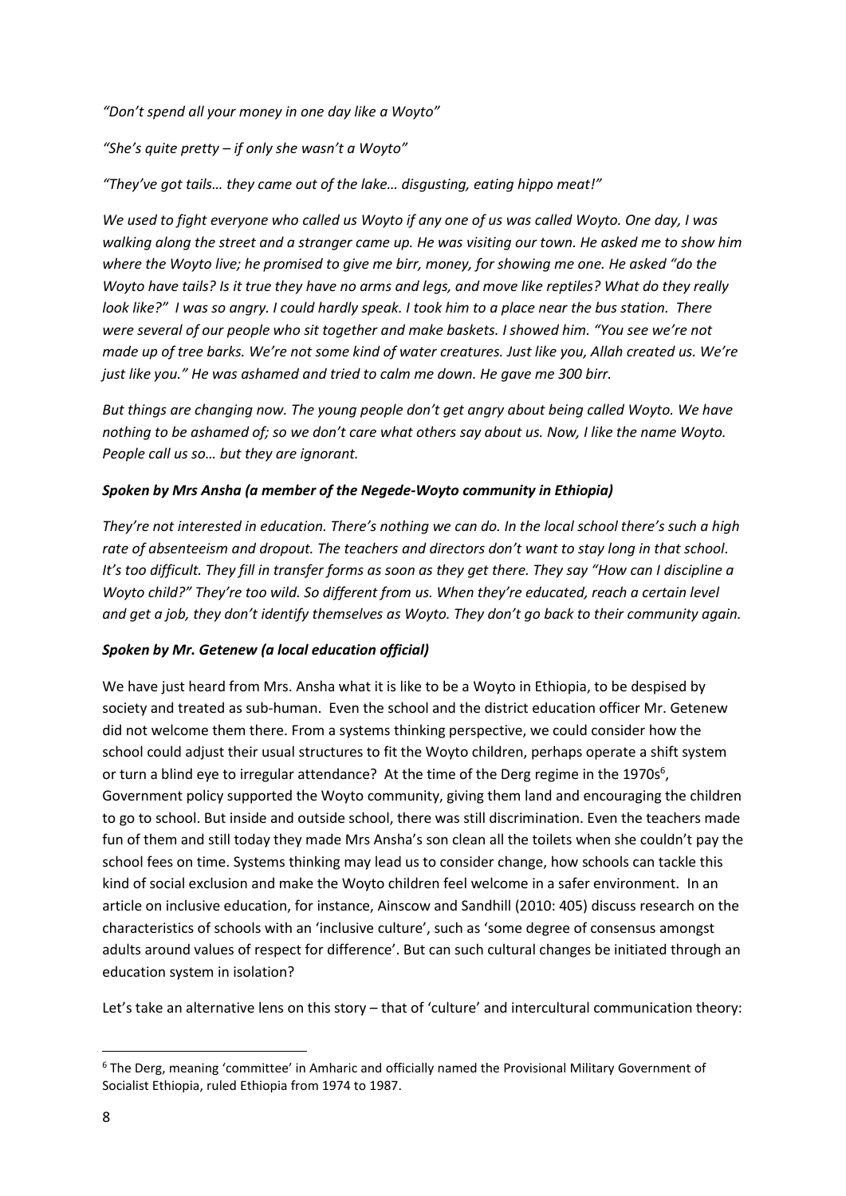*"Don't spend all your money in one day like a Woyto"*

*"She's quite pretty – if only she wasn't a Woyto"*

*"They've got tails… they came out of the lake… disgusting, eating hippo meat!"*

*We used to fight everyone who called us Woyto if any one of us was called Woyto. One day, I was walking along the street and a stranger came up. He was visiting our town. He asked me to show him where the Woyto live; he promised to give me birr, money, for showing me one. He asked "do the Woyto have tails? Is it true they have no arms and legs, and move like reptiles? What do they really look like?" I was so angry. I could hardly speak. I took him to a place near the bus station. There were several of our people who sit together and make baskets. I showed him. "You see we're not made up of tree barks. We're not some kind of water creatures. Just like you, Allah created us. We're just like you." He was ashamed and tried to calm me down. He gave me 300 birr.*

*But things are changing now. The young people don't get angry about being called Woyto. We have nothing to be ashamed of; so we don't care what others say about us. Now, I like the name Woyto. People call us so… but they are ignorant.*

***Spoken by Mrs Ansha (a member of the Negede-Woyto community in Ethiopia)***

*They're not interested in education. There's nothing we can do. In the local school there's such a high rate of absenteeism and dropout. The teachers and directors don't want to stay long in that school. It's too difficult. They fill in transfer forms as soon as they get there. They say "How can I discipline a Woyto child?" They're too wild. So different from us. When they're educated, reach a certain level and get a job, they don't identify themselves as Woyto. They don't go back to their community again.*

***Spoken by Mr. Getenew (a local education official)***

We have just heard from Mrs. Ansha what it is like to be a Woyto in Ethiopia, to be despised by society and treated as sub-human. Even the school and the district education officer Mr. Getenew did not welcome them there. From a systems thinking perspective, we could consider how the school could adjust their usual structures to fit the Woyto children, perhaps operate a shift system or turn a blind eye to irregular attendance? At the time of the Derg regime in the 1970s[6], Government policy supported the Woyto community, giving them land and encouraging the children to go to school. But inside and outside school, there was still discrimination. Even the teachers made fun of them and still today they made Mrs Ansha's son clean all the toilets when she couldn't pay the school fees on time. Systems thinking may lead us to consider change, how schools can tackle this kind of social exclusion and make the Woyto children feel welcome in a safer environment. In an article on inclusive education, for instance, Ainscow and Sandhill (2010: 405) discuss research on the characteristics of schools with an 'inclusive culture', such as 'some degree of consensus amongst adults around values of respect for difference'. But can such cultural changes be initiated through an education system in isolation?

Let's take an alternative lens on this story – that of 'culture' and intercultural communication theory:

[6] The Derg, meaning 'committee' in Amharic and officially named the Provisional Military Government of Socialist Ethiopia, ruled Ethiopia from 1974 to 1987.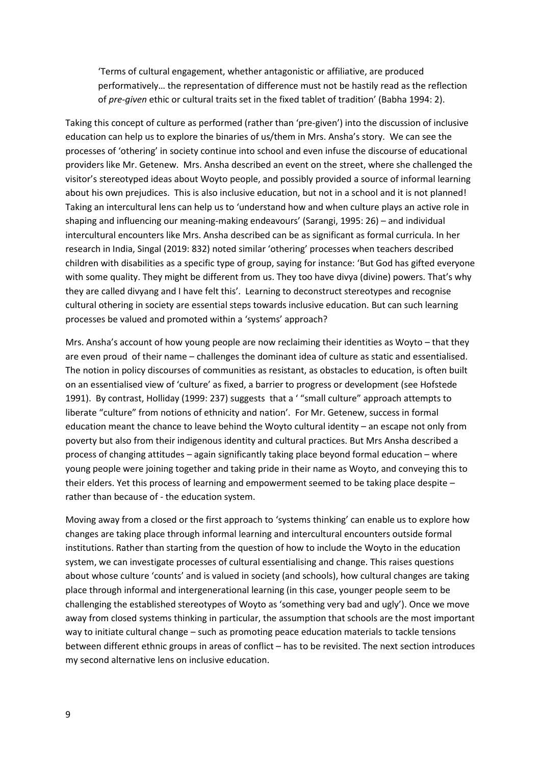> 'Terms of cultural engagement, whether antagonistic or affiliative, are produced performatively… the representation of difference must not be hastily read as the reflection of *pre-given* ethic or cultural traits set in the fixed tablet of tradition' (Babha 1994: 2).

Taking this concept of culture as performed (rather than 'pre-given') into the discussion of inclusive education can help us to explore the binaries of us/them in Mrs. Ansha's story. We can see the processes of 'othering' in society continue into school and even infuse the discourse of educational providers like Mr. Getenew. Mrs. Ansha described an event on the street, where she challenged the visitor's stereotyped ideas about Woyto people, and possibly provided a source of informal learning about his own prejudices. This is also inclusive education, but not in a school and it is not planned! Taking an intercultural lens can help us to 'understand how and when culture plays an active role in shaping and influencing our meaning-making endeavours' (Sarangi, 1995: 26) – and individual intercultural encounters like Mrs. Ansha described can be as significant as formal curricula. In her research in India, Singal (2019: 832) noted similar 'othering' processes when teachers described children with disabilities as a specific type of group, saying for instance: 'But God has gifted everyone with some quality. They might be different from us. They too have divya (divine) powers. That's why they are called divyang and I have felt this'. Learning to deconstruct stereotypes and recognise cultural othering in society are essential steps towards inclusive education. But can such learning processes be valued and promoted within a 'systems' approach?

Mrs. Ansha's account of how young people are now reclaiming their identities as Woyto – that they are even proud of their name – challenges the dominant idea of culture as static and essentialised. The notion in policy discourses of communities as resistant, as obstacles to education, is often built on an essentialised view of 'culture' as fixed, a barrier to progress or development (see Hofstede 1991). By contrast, Holliday (1999: 237) suggests that a ' "small culture" approach attempts to liberate "culture" from notions of ethnicity and nation'. For Mr. Getenew, success in formal education meant the chance to leave behind the Woyto cultural identity – an escape not only from poverty but also from their indigenous identity and cultural practices. But Mrs Ansha described a process of changing attitudes – again significantly taking place beyond formal education – where young people were joining together and taking pride in their name as Woyto, and conveying this to their elders. Yet this process of learning and empowerment seemed to be taking place despite – rather than because of - the education system.

Moving away from a closed or the first approach to 'systems thinking' can enable us to explore how changes are taking place through informal learning and intercultural encounters outside formal institutions. Rather than starting from the question of how to include the Woyto in the education system, we can investigate processes of cultural essentialising and change. This raises questions about whose culture 'counts' and is valued in society (and schools), how cultural changes are taking place through informal and intergenerational learning (in this case, younger people seem to be challenging the established stereotypes of Woyto as 'something very bad and ugly'). Once we move away from closed systems thinking in particular, the assumption that schools are the most important way to initiate cultural change – such as promoting peace education materials to tackle tensions between different ethnic groups in areas of conflict – has to be revisited. The next section introduces my second alternative lens on inclusive education.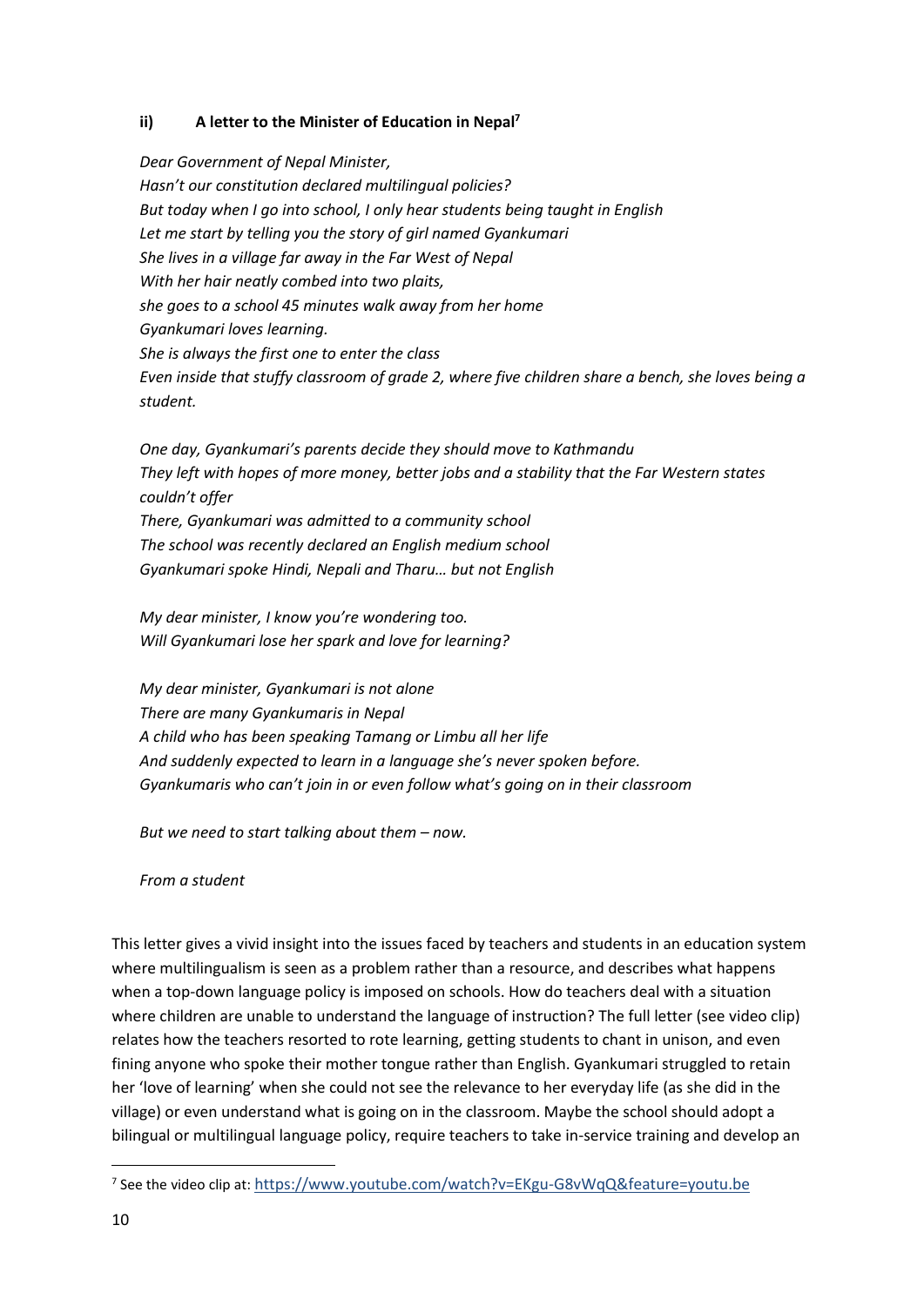### ii) A letter to the Minister of Education in Nepal[7]

*Dear Government of Nepal Minister,*
*Hasn't our constitution declared multilingual policies?*
*But today when I go into school, I only hear students being taught in English*
*Let me start by telling you the story of girl named Gyankumari*
*She lives in a village far away in the Far West of Nepal*
*With her hair neatly combed into two plaits,*
*she goes to a school 45 minutes walk away from her home*
*Gyankumari loves learning.*
*She is always the first one to enter the class*
*Even inside that stuffy classroom of grade 2, where five children share a bench, she loves being a student.*

*One day, Gyankumari's parents decide they should move to Kathmandu*
*They left with hopes of more money, better jobs and a stability that the Far Western states couldn't offer*
*There, Gyankumari was admitted to a community school*
*The school was recently declared an English medium school*
*Gyankumari spoke Hindi, Nepali and Tharu… but not English*

*My dear minister, I know you're wondering too.*
*Will Gyankumari lose her spark and love for learning?*

*My dear minister, Gyankumari is not alone*
*There are many Gyankumaris in Nepal*
*A child who has been speaking Tamang or Limbu all her life*
*And suddenly expected to learn in a language she's never spoken before.*
*Gyankumaris who can't join in or even follow what's going on in their classroom*

*But we need to start talking about them – now.*

*From a student*

This letter gives a vivid insight into the issues faced by teachers and students in an education system where multilingualism is seen as a problem rather than a resource, and describes what happens when a top-down language policy is imposed on schools. How do teachers deal with a situation where children are unable to understand the language of instruction? The full letter (see video clip) relates how the teachers resorted to rote learning, getting students to chant in unison, and even fining anyone who spoke their mother tongue rather than English. Gyankumari struggled to retain her 'love of learning' when she could not see the relevance to her everyday life (as she did in the village) or even understand what is going on in the classroom. Maybe the school should adopt a bilingual or multilingual language policy, require teachers to take in-service training and develop an

[7] See the video clip at: https://www.youtube.com/watch?v=EKgu-G8vWqQ&feature=youtu.be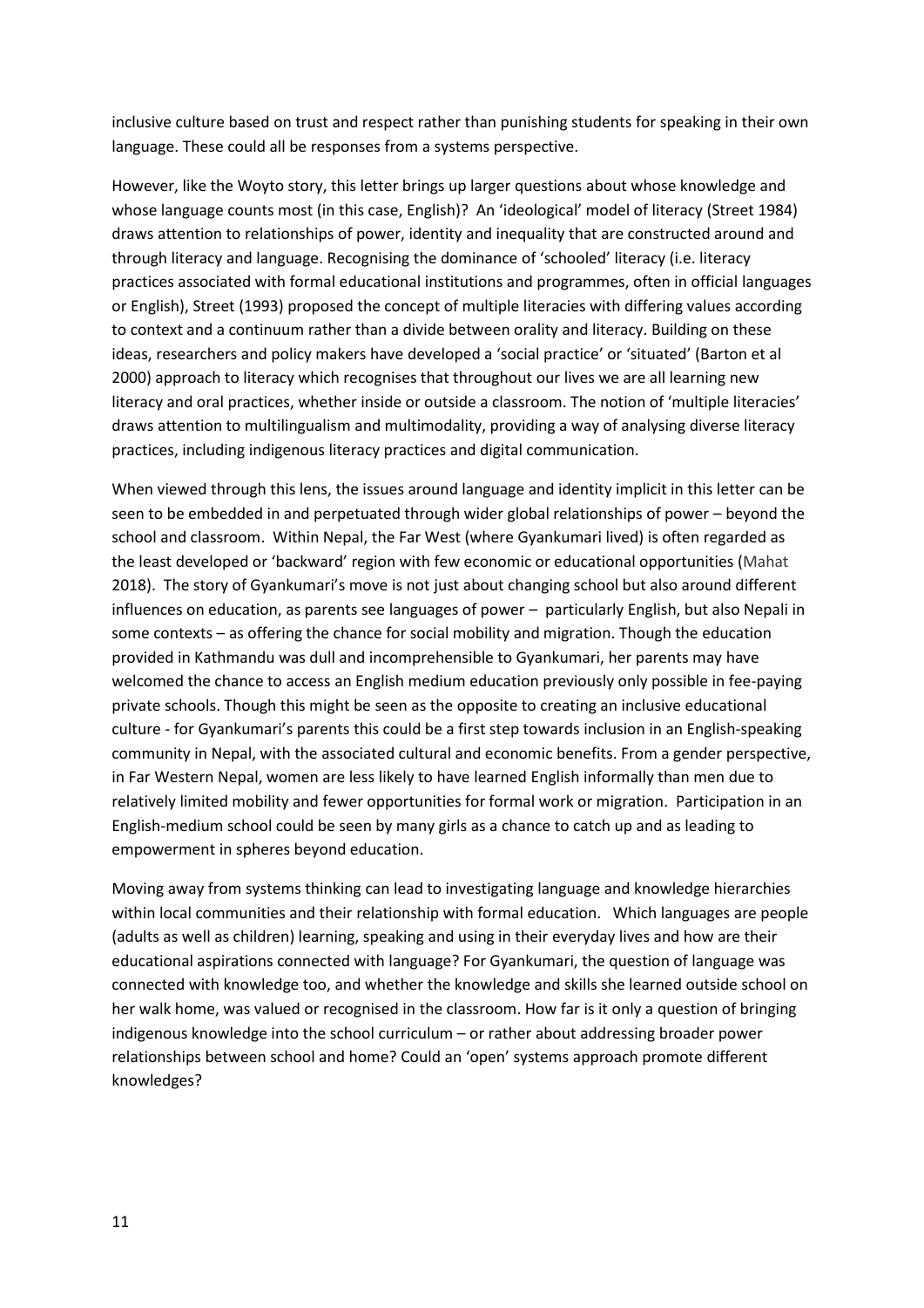inclusive culture based on trust and respect rather than punishing students for speaking in their own language. These could all be responses from a systems perspective.

However, like the Woyto story, this letter brings up larger questions about whose knowledge and whose language counts most (in this case, English)? An 'ideological' model of literacy (Street 1984) draws attention to relationships of power, identity and inequality that are constructed around and through literacy and language. Recognising the dominance of 'schooled' literacy (i.e. literacy practices associated with formal educational institutions and programmes, often in official languages or English), Street (1993) proposed the concept of multiple literacies with differing values according to context and a continuum rather than a divide between orality and literacy. Building on these ideas, researchers and policy makers have developed a 'social practice' or 'situated' (Barton et al 2000) approach to literacy which recognises that throughout our lives we are all learning new literacy and oral practices, whether inside or outside a classroom. The notion of 'multiple literacies' draws attention to multilingualism and multimodality, providing a way of analysing diverse literacy practices, including indigenous literacy practices and digital communication.

When viewed through this lens, the issues around language and identity implicit in this letter can be seen to be embedded in and perpetuated through wider global relationships of power – beyond the school and classroom. Within Nepal, the Far West (where Gyankumari lived) is often regarded as the least developed or 'backward' region with few economic or educational opportunities (Mahat 2018). The story of Gyankumari's move is not just about changing school but also around different influences on education, as parents see languages of power – particularly English, but also Nepali in some contexts – as offering the chance for social mobility and migration. Though the education provided in Kathmandu was dull and incomprehensible to Gyankumari, her parents may have welcomed the chance to access an English medium education previously only possible in fee-paying private schools. Though this might be seen as the opposite to creating an inclusive educational culture - for Gyankumari's parents this could be a first step towards inclusion in an English-speaking community in Nepal, with the associated cultural and economic benefits. From a gender perspective, in Far Western Nepal, women are less likely to have learned English informally than men due to relatively limited mobility and fewer opportunities for formal work or migration. Participation in an English-medium school could be seen by many girls as a chance to catch up and as leading to empowerment in spheres beyond education.

Moving away from systems thinking can lead to investigating language and knowledge hierarchies within local communities and their relationship with formal education. Which languages are people (adults as well as children) learning, speaking and using in their everyday lives and how are their educational aspirations connected with language? For Gyankumari, the question of language was connected with knowledge too, and whether the knowledge and skills she learned outside school on her walk home, was valued or recognised in the classroom. How far is it only a question of bringing indigenous knowledge into the school curriculum – or rather about addressing broader power relationships between school and home? Could an 'open' systems approach promote different knowledges?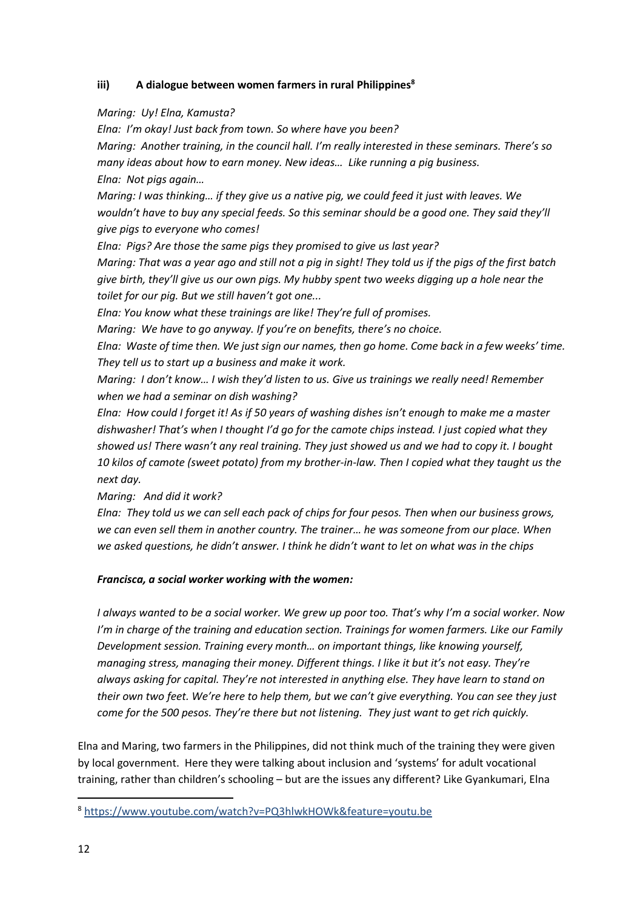#### iii) A dialogue between women farmers in rural Philippines[8]

*Maring: Uy! Elna, Kamusta?*
*Elna: I'm okay! Just back from town. So where have you been?*
*Maring: Another training, in the council hall. I'm really interested in these seminars. There's so many ideas about how to earn money. New ideas… Like running a pig business.*
*Elna: Not pigs again…*
*Maring: I was thinking… if they give us a native pig, we could feed it just with leaves. We wouldn't have to buy any special feeds. So this seminar should be a good one. They said they'll give pigs to everyone who comes!*
*Elna: Pigs? Are those the same pigs they promised to give us last year?*
*Maring: That was a year ago and still not a pig in sight! They told us if the pigs of the first batch give birth, they'll give us our own pigs. My hubby spent two weeks digging up a hole near the toilet for our pig. But we still haven't got one...*
*Elna: You know what these trainings are like! They're full of promises.*
*Maring: We have to go anyway. If you're on benefits, there's no choice.*
*Elna: Waste of time then. We just sign our names, then go home. Come back in a few weeks' time. They tell us to start up a business and make it work.*
*Maring: I don't know… I wish they'd listen to us. Give us trainings we really need! Remember when we had a seminar on dish washing?*
*Elna: How could I forget it! As if 50 years of washing dishes isn't enough to make me a master dishwasher! That's when I thought I'd go for the camote chips instead. I just copied what they showed us! There wasn't any real training. They just showed us and we had to copy it. I bought 10 kilos of camote (sweet potato) from my brother-in-law. Then I copied what they taught us the next day.*
*Maring: And did it work?*
*Elna: They told us we can sell each pack of chips for four pesos. Then when our business grows, we can even sell them in another country. The trainer… he was someone from our place. When we asked questions, he didn't answer. I think he didn't want to let on what was in the chips*

***Francisca, a social worker working with the women:***

*I always wanted to be a social worker. We grew up poor too. That's why I'm a social worker. Now I'm in charge of the training and education section. Trainings for women farmers. Like our Family Development session. Training every month… on important things, like knowing yourself, managing stress, managing their money. Different things. I like it but it's not easy. They're always asking for capital. They're not interested in anything else. They have learn to stand on their own two feet. We're here to help them, but we can't give everything. You can see they just come for the 500 pesos. They're there but not listening. They just want to get rich quickly.*

Elna and Maring, two farmers in the Philippines, did not think much of the training they were given by local government. Here they were talking about inclusion and 'systems' for adult vocational training, rather than children's schooling – but are the issues any different? Like Gyankumari, Elna

[8] https://www.youtube.com/watch?v=PQ3hlwkHOWk&feature=youtu.be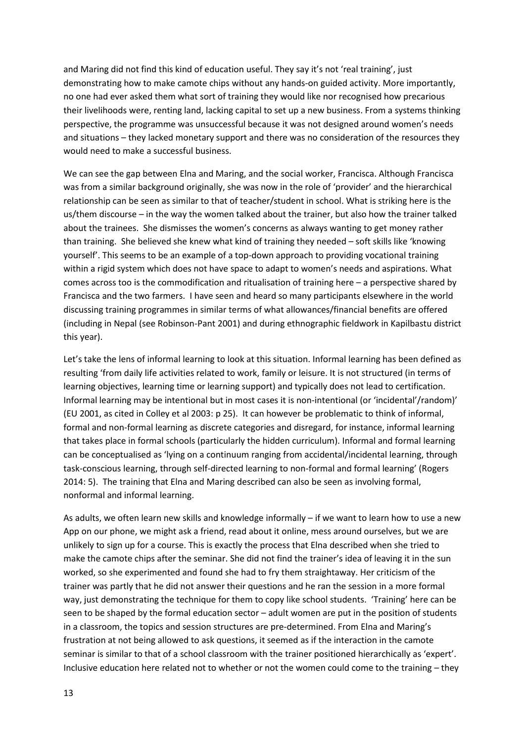and Maring did not find this kind of education useful. They say it's not 'real training', just demonstrating how to make camote chips without any hands-on guided activity. More importantly, no one had ever asked them what sort of training they would like nor recognised how precarious their livelihoods were, renting land, lacking capital to set up a new business. From a systems thinking perspective, the programme was unsuccessful because it was not designed around women's needs and situations – they lacked monetary support and there was no consideration of the resources they would need to make a successful business.

We can see the gap between Elna and Maring, and the social worker, Francisca. Although Francisca was from a similar background originally, she was now in the role of 'provider' and the hierarchical relationship can be seen as similar to that of teacher/student in school. What is striking here is the us/them discourse – in the way the women talked about the trainer, but also how the trainer talked about the trainees. She dismisses the women's concerns as always wanting to get money rather than training. She believed she knew what kind of training they needed – soft skills like 'knowing yourself'. This seems to be an example of a top-down approach to providing vocational training within a rigid system which does not have space to adapt to women's needs and aspirations. What comes across too is the commodification and ritualisation of training here – a perspective shared by Francisca and the two farmers. I have seen and heard so many participants elsewhere in the world discussing training programmes in similar terms of what allowances/financial benefits are offered (including in Nepal (see Robinson-Pant 2001) and during ethnographic fieldwork in Kapilbastu district this year).

Let's take the lens of informal learning to look at this situation. Informal learning has been defined as resulting 'from daily life activities related to work, family or leisure. It is not structured (in terms of learning objectives, learning time or learning support) and typically does not lead to certification. Informal learning may be intentional but in most cases it is non-intentional (or 'incidental'/random)' (EU 2001, as cited in Colley et al 2003: p 25). It can however be problematic to think of informal, formal and non-formal learning as discrete categories and disregard, for instance, informal learning that takes place in formal schools (particularly the hidden curriculum). Informal and formal learning can be conceptualised as 'lying on a continuum ranging from accidental/incidental learning, through task-conscious learning, through self-directed learning to non-formal and formal learning' (Rogers 2014: 5). The training that Elna and Maring described can also be seen as involving formal, nonformal and informal learning.

As adults, we often learn new skills and knowledge informally – if we want to learn how to use a new App on our phone, we might ask a friend, read about it online, mess around ourselves, but we are unlikely to sign up for a course. This is exactly the process that Elna described when she tried to make the camote chips after the seminar. She did not find the trainer's idea of leaving it in the sun worked, so she experimented and found she had to fry them straightaway. Her criticism of the trainer was partly that he did not answer their questions and he ran the session in a more formal way, just demonstrating the technique for them to copy like school students. 'Training' here can be seen to be shaped by the formal education sector – adult women are put in the position of students in a classroom, the topics and session structures are pre-determined. From Elna and Maring's frustration at not being allowed to ask questions, it seemed as if the interaction in the camote seminar is similar to that of a school classroom with the trainer positioned hierarchically as 'expert'. Inclusive education here related not to whether or not the women could come to the training – they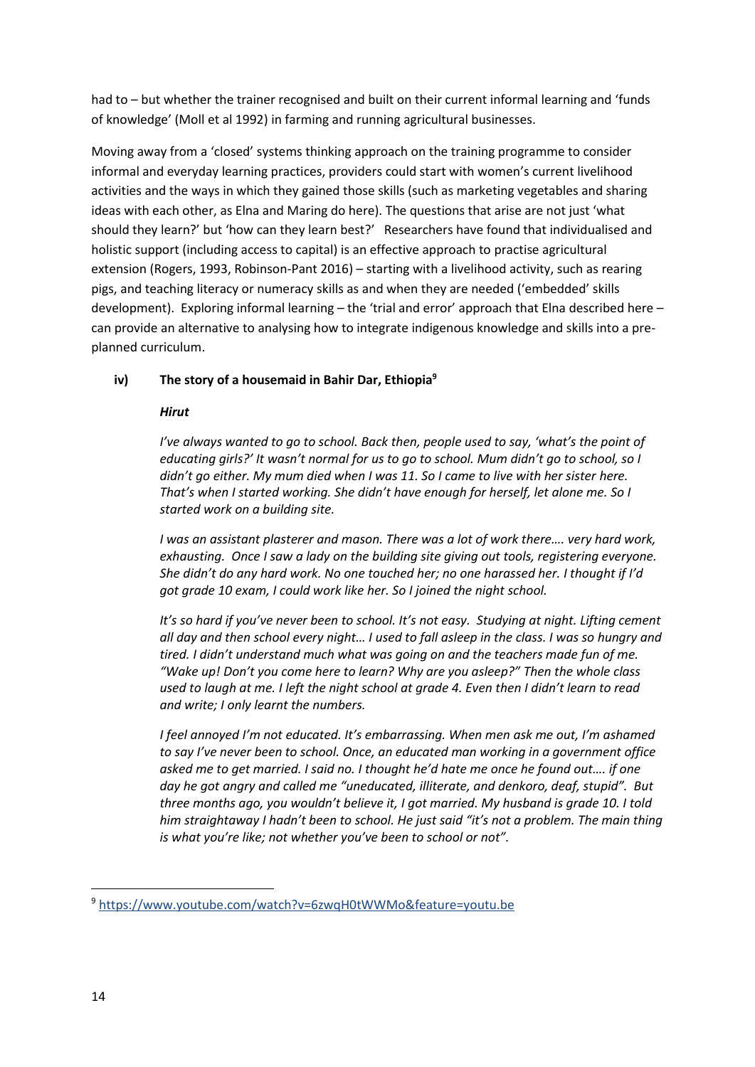had to – but whether the trainer recognised and built on their current informal learning and 'funds of knowledge' (Moll et al 1992) in farming and running agricultural businesses.

Moving away from a 'closed' systems thinking approach on the training programme to consider informal and everyday learning practices, providers could start with women's current livelihood activities and the ways in which they gained those skills (such as marketing vegetables and sharing ideas with each other, as Elna and Maring do here). The questions that arise are not just 'what should they learn?' but 'how can they learn best?' Researchers have found that individualised and holistic support (including access to capital) is an effective approach to practise agricultural extension (Rogers, 1993, Robinson-Pant 2016) – starting with a livelihood activity, such as rearing pigs, and teaching literacy or numeracy skills as and when they are needed ('embedded' skills development). Exploring informal learning – the 'trial and error' approach that Elna described here – can provide an alternative to analysing how to integrate indigenous knowledge and skills into a pre-planned curriculum.

### iv) The story of a housemaid in Bahir Dar, Ethiopia[9]

***Hirut***

*I've always wanted to go to school. Back then, people used to say, 'what's the point of educating girls?' It wasn't normal for us to go to school. Mum didn't go to school, so I didn't go either. My mum died when I was 11. So I came to live with her sister here. That's when I started working. She didn't have enough for herself, let alone me. So I started work on a building site.*

*I was an assistant plasterer and mason. There was a lot of work there…. very hard work, exhausting. Once I saw a lady on the building site giving out tools, registering everyone. She didn't do any hard work. No one touched her; no one harassed her. I thought if I'd got grade 10 exam, I could work like her. So I joined the night school.*

*It's so hard if you've never been to school. It's not easy. Studying at night. Lifting cement all day and then school every night… I used to fall asleep in the class. I was so hungry and tired. I didn't understand much what was going on and the teachers made fun of me. "Wake up! Don't you come here to learn? Why are you asleep?" Then the whole class used to laugh at me. I left the night school at grade 4. Even then I didn't learn to read and write; I only learnt the numbers.*

*I feel annoyed I'm not educated. It's embarrassing. When men ask me out, I'm ashamed to say I've never been to school. Once, an educated man working in a government office asked me to get married. I said no. I thought he'd hate me once he found out…. if one day he got angry and called me "uneducated, illiterate, and denkoro, deaf, stupid". But three months ago, you wouldn't believe it, I got married. My husband is grade 10. I told him straightaway I hadn't been to school. He just said "it's not a problem. The main thing is what you're like; not whether you've been to school or not".*

---

[9] https://www.youtube.com/watch?v=6zwqH0tWWMo&feature=youtu.be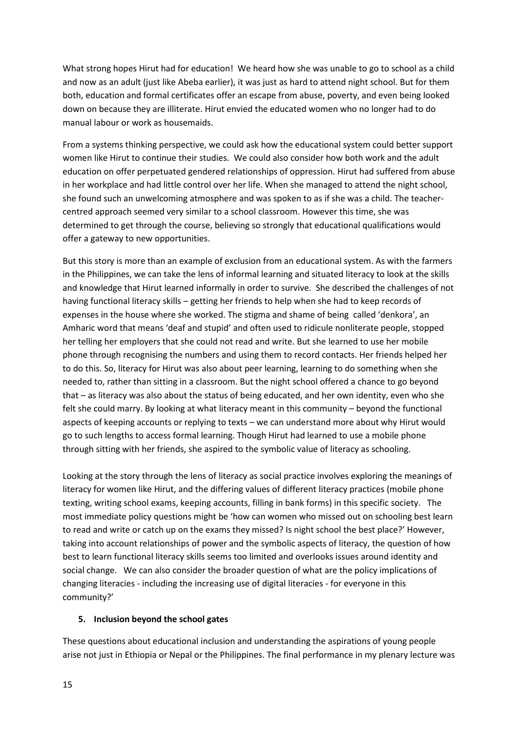What strong hopes Hirut had for education! We heard how she was unable to go to school as a child and now as an adult (just like Abeba earlier), it was just as hard to attend night school. But for them both, education and formal certificates offer an escape from abuse, poverty, and even being looked down on because they are illiterate. Hirut envied the educated women who no longer had to do manual labour or work as housemaids.

From a systems thinking perspective, we could ask how the educational system could better support women like Hirut to continue their studies. We could also consider how both work and the adult education on offer perpetuated gendered relationships of oppression. Hirut had suffered from abuse in her workplace and had little control over her life. When she managed to attend the night school, she found such an unwelcoming atmosphere and was spoken to as if she was a child. The teacher-centred approach seemed very similar to a school classroom. However this time, she was determined to get through the course, believing so strongly that educational qualifications would offer a gateway to new opportunities.

But this story is more than an example of exclusion from an educational system. As with the farmers in the Philippines, we can take the lens of informal learning and situated literacy to look at the skills and knowledge that Hirut learned informally in order to survive. She described the challenges of not having functional literacy skills – getting her friends to help when she had to keep records of expenses in the house where she worked. The stigma and shame of being called 'denkora', an Amharic word that means 'deaf and stupid' and often used to ridicule nonliterate people, stopped her telling her employers that she could not read and write. But she learned to use her mobile phone through recognising the numbers and using them to record contacts. Her friends helped her to do this. So, literacy for Hirut was also about peer learning, learning to do something when she needed to, rather than sitting in a classroom. But the night school offered a chance to go beyond that – as literacy was also about the status of being educated, and her own identity, even who she felt she could marry. By looking at what literacy meant in this community – beyond the functional aspects of keeping accounts or replying to texts – we can understand more about why Hirut would go to such lengths to access formal learning. Though Hirut had learned to use a mobile phone through sitting with her friends, she aspired to the symbolic value of literacy as schooling.

Looking at the story through the lens of literacy as social practice involves exploring the meanings of literacy for women like Hirut, and the differing values of different literacy practices (mobile phone texting, writing school exams, keeping accounts, filling in bank forms) in this specific society. The most immediate policy questions might be 'how can women who missed out on schooling best learn to read and write or catch up on the exams they missed? Is night school the best place?' However, taking into account relationships of power and the symbolic aspects of literacy, the question of how best to learn functional literacy skills seems too limited and overlooks issues around identity and social change. We can also consider the broader question of what are the policy implications of changing literacies - including the increasing use of digital literacies - for everyone in this community?'

## 5. Inclusion beyond the school gates

These questions about educational inclusion and understanding the aspirations of young people arise not just in Ethiopia or Nepal or the Philippines. The final performance in my plenary lecture was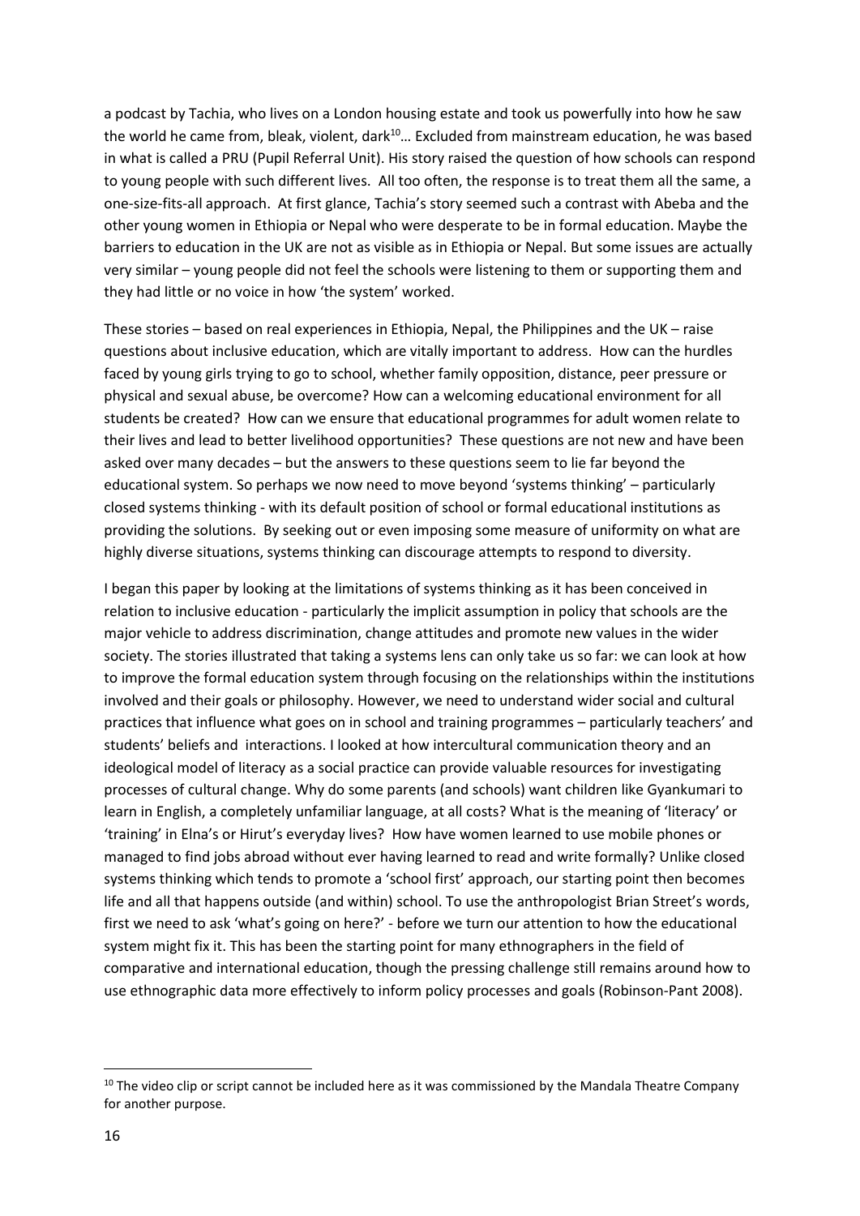a podcast by Tachia, who lives on a London housing estate and took us powerfully into how he saw the world he came from, bleak, violent, dark[10]… Excluded from mainstream education, he was based in what is called a PRU (Pupil Referral Unit). His story raised the question of how schools can respond to young people with such different lives. All too often, the response is to treat them all the same, a one-size-fits-all approach. At first glance, Tachia's story seemed such a contrast with Abeba and the other young women in Ethiopia or Nepal who were desperate to be in formal education. Maybe the barriers to education in the UK are not as visible as in Ethiopia or Nepal. But some issues are actually very similar – young people did not feel the schools were listening to them or supporting them and they had little or no voice in how 'the system' worked.

These stories – based on real experiences in Ethiopia, Nepal, the Philippines and the UK – raise questions about inclusive education, which are vitally important to address. How can the hurdles faced by young girls trying to go to school, whether family opposition, distance, peer pressure or physical and sexual abuse, be overcome? How can a welcoming educational environment for all students be created? How can we ensure that educational programmes for adult women relate to their lives and lead to better livelihood opportunities? These questions are not new and have been asked over many decades – but the answers to these questions seem to lie far beyond the educational system. So perhaps we now need to move beyond 'systems thinking' – particularly closed systems thinking - with its default position of school or formal educational institutions as providing the solutions. By seeking out or even imposing some measure of uniformity on what are highly diverse situations, systems thinking can discourage attempts to respond to diversity.

I began this paper by looking at the limitations of systems thinking as it has been conceived in relation to inclusive education - particularly the implicit assumption in policy that schools are the major vehicle to address discrimination, change attitudes and promote new values in the wider society. The stories illustrated that taking a systems lens can only take us so far: we can look at how to improve the formal education system through focusing on the relationships within the institutions involved and their goals or philosophy. However, we need to understand wider social and cultural practices that influence what goes on in school and training programmes – particularly teachers' and students' beliefs and interactions. I looked at how intercultural communication theory and an ideological model of literacy as a social practice can provide valuable resources for investigating processes of cultural change. Why do some parents (and schools) want children like Gyankumari to learn in English, a completely unfamiliar language, at all costs? What is the meaning of 'literacy' or 'training' in Elna's or Hirut's everyday lives? How have women learned to use mobile phones or managed to find jobs abroad without ever having learned to read and write formally? Unlike closed systems thinking which tends to promote a 'school first' approach, our starting point then becomes life and all that happens outside (and within) school. To use the anthropologist Brian Street's words, first we need to ask 'what's going on here?' - before we turn our attention to how the educational system might fix it. This has been the starting point for many ethnographers in the field of comparative and international education, though the pressing challenge still remains around how to use ethnographic data more effectively to inform policy processes and goals (Robinson-Pant 2008).

[10] The video clip or script cannot be included here as it was commissioned by the Mandala Theatre Company for another purpose.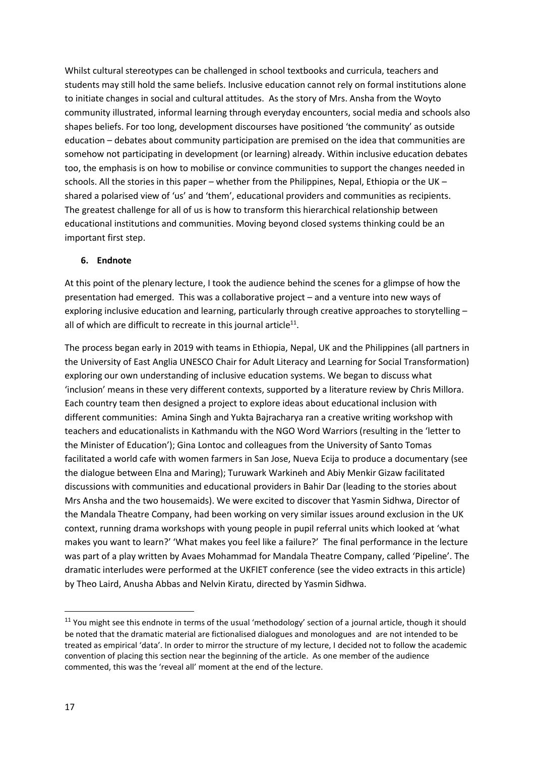Whilst cultural stereotypes can be challenged in school textbooks and curricula, teachers and students may still hold the same beliefs. Inclusive education cannot rely on formal institutions alone to initiate changes in social and cultural attitudes. As the story of Mrs. Ansha from the Woyto community illustrated, informal learning through everyday encounters, social media and schools also shapes beliefs. For too long, development discourses have positioned 'the community' as outside education – debates about community participation are premised on the idea that communities are somehow not participating in development (or learning) already. Within inclusive education debates too, the emphasis is on how to mobilise or convince communities to support the changes needed in schools. All the stories in this paper – whether from the Philippines, Nepal, Ethiopia or the UK – shared a polarised view of 'us' and 'them', educational providers and communities as recipients. The greatest challenge for all of us is how to transform this hierarchical relationship between educational institutions and communities. Moving beyond closed systems thinking could be an important first step.

## 6. Endnote

At this point of the plenary lecture, I took the audience behind the scenes for a glimpse of how the presentation had emerged. This was a collaborative project – and a venture into new ways of exploring inclusive education and learning, particularly through creative approaches to storytelling – all of which are difficult to recreate in this journal article[11].

The process began early in 2019 with teams in Ethiopia, Nepal, UK and the Philippines (all partners in the University of East Anglia UNESCO Chair for Adult Literacy and Learning for Social Transformation) exploring our own understanding of inclusive education systems. We began to discuss what 'inclusion' means in these very different contexts, supported by a literature review by Chris Millora. Each country team then designed a project to explore ideas about educational inclusion with different communities: Amina Singh and Yukta Bajracharya ran a creative writing workshop with teachers and educationalists in Kathmandu with the NGO Word Warriors (resulting in the 'letter to the Minister of Education'); Gina Lontoc and colleagues from the University of Santo Tomas facilitated a world cafe with women farmers in San Jose, Nueva Ecija to produce a documentary (see the dialogue between Elna and Maring); Turuwark Warkineh and Abiy Menkir Gizaw facilitated discussions with communities and educational providers in Bahir Dar (leading to the stories about Mrs Ansha and the two housemaids). We were excited to discover that Yasmin Sidhwa, Director of the Mandala Theatre Company, had been working on very similar issues around exclusion in the UK context, running drama workshops with young people in pupil referral units which looked at 'what makes you want to learn?' 'What makes you feel like a failure?' The final performance in the lecture was part of a play written by Avaes Mohammad for Mandala Theatre Company, called 'Pipeline'. The dramatic interludes were performed at the UKFIET conference (see the video extracts in this article) by Theo Laird, Anusha Abbas and Nelvin Kiratu, directed by Yasmin Sidhwa.

---

[11] You might see this endnote in terms of the usual 'methodology' section of a journal article, though it should be noted that the dramatic material are fictionalised dialogues and monologues and are not intended to be treated as empirical 'data'. In order to mirror the structure of my lecture, I decided not to follow the academic convention of placing this section near the beginning of the article. As one member of the audience commented, this was the 'reveal all' moment at the end of the lecture.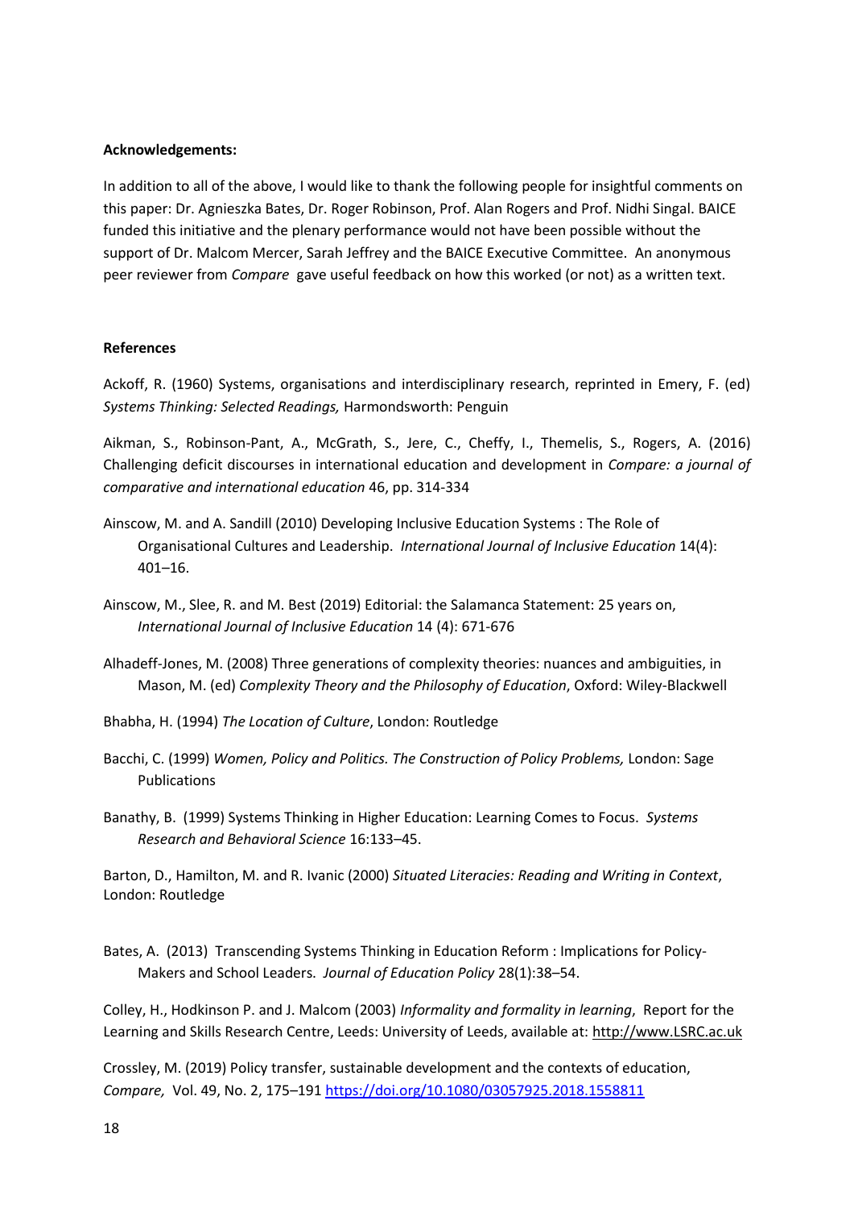**Acknowledgements:**

In addition to all of the above, I would like to thank the following people for insightful comments on this paper: Dr. Agnieszka Bates, Dr. Roger Robinson, Prof. Alan Rogers and Prof. Nidhi Singal. BAICE funded this initiative and the plenary performance would not have been possible without the support of Dr. Malcom Mercer, Sarah Jeffrey and the BAICE Executive Committee. An anonymous peer reviewer from *Compare* gave useful feedback on how this worked (or not) as a written text.

**References**

Ackoff, R. (1960) Systems, organisations and interdisciplinary research, reprinted in Emery, F. (ed) *Systems Thinking: Selected Readings,* Harmondsworth: Penguin

Aikman, S., Robinson-Pant, A., McGrath, S., Jere, C., Cheffy, I., Themelis, S., Rogers, A. (2016) Challenging deficit discourses in international education and development in *Compare: a journal of comparative and international education* 46, pp. 314-334

Ainscow, M. and A. Sandill (2010) Developing Inclusive Education Systems : The Role of Organisational Cultures and Leadership. *International Journal of Inclusive Education* 14(4): 401–16.

Ainscow, M., Slee, R. and M. Best (2019) Editorial: the Salamanca Statement: 25 years on, *International Journal of Inclusive Education* 14 (4): 671-676

Alhadeff-Jones, M. (2008) Three generations of complexity theories: nuances and ambiguities, in Mason, M. (ed) *Complexity Theory and the Philosophy of Education*, Oxford: Wiley-Blackwell

Bhabha, H. (1994) *The Location of Culture*, London: Routledge

Bacchi, C. (1999) *Women, Policy and Politics. The Construction of Policy Problems,* London: Sage Publications

Banathy, B. (1999) Systems Thinking in Higher Education: Learning Comes to Focus. *Systems Research and Behavioral Science* 16:133–45.

Barton, D., Hamilton, M. and R. Ivanic (2000) *Situated Literacies: Reading and Writing in Context*, London: Routledge

Bates, A. (2013) Transcending Systems Thinking in Education Reform : Implications for Policy-Makers and School Leaders. *Journal of Education Policy* 28(1):38–54.

Colley, H., Hodkinson P. and J. Malcom (2003) *Informality and formality in learning*, Report for the Learning and Skills Research Centre, Leeds: University of Leeds, available at: http://www.LSRC.ac.uk

Crossley, M. (2019) Policy transfer, sustainable development and the contexts of education, *Compare,* Vol. 49, No. 2, 175–191 https://doi.org/10.1080/03057925.2018.1558811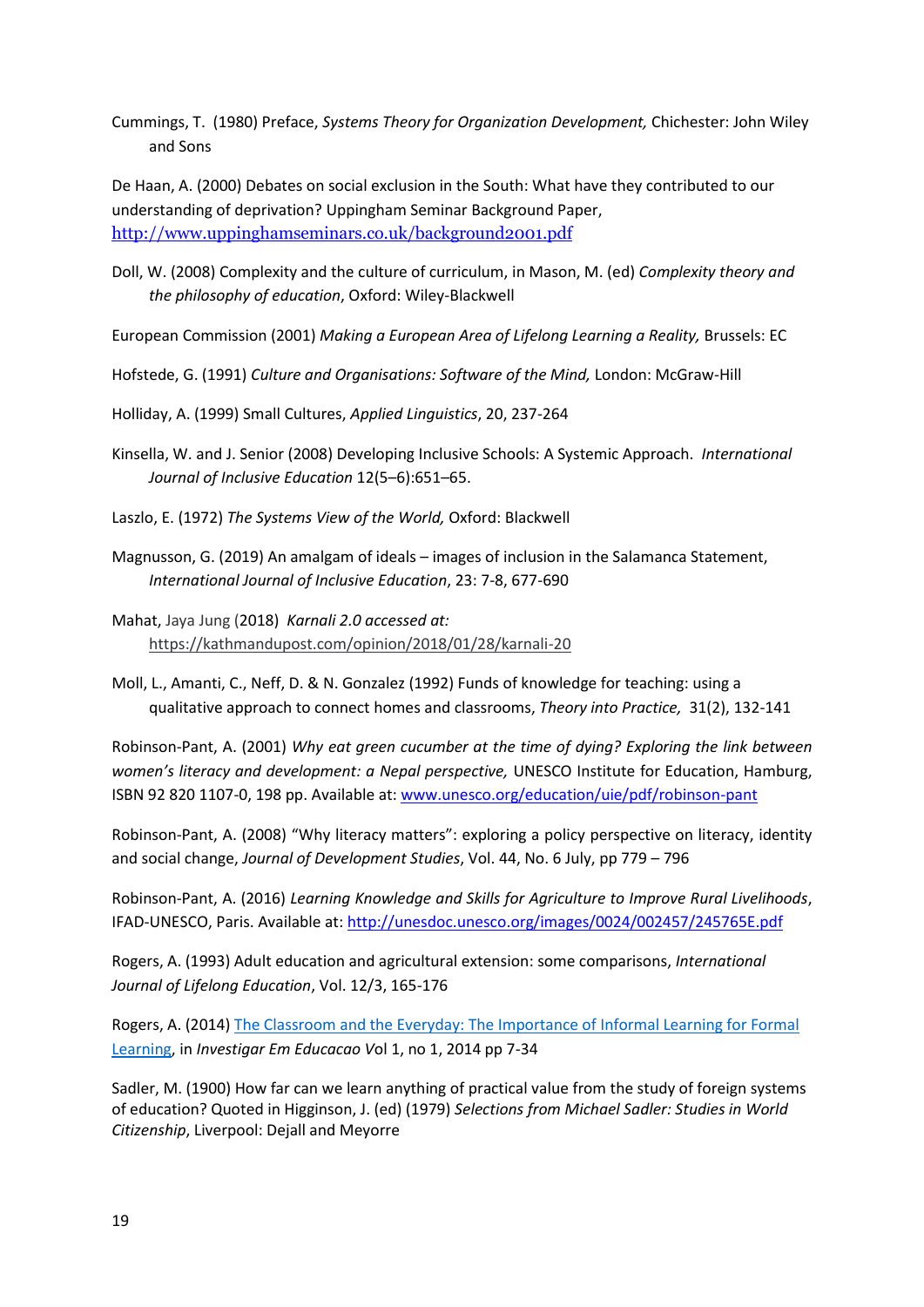Cummings, T. (1980) Preface, *Systems Theory for Organization Development,* Chichester: John Wiley and Sons

De Haan, A. (2000) Debates on social exclusion in the South: What have they contributed to our understanding of deprivation? Uppingham Seminar Background Paper, http://www.uppinghamseminars.co.uk/background2001.pdf

Doll, W. (2008) Complexity and the culture of curriculum, in Mason, M. (ed) *Complexity theory and the philosophy of education*, Oxford: Wiley-Blackwell

European Commission (2001) *Making a European Area of Lifelong Learning a Reality,* Brussels: EC

Hofstede, G. (1991) *Culture and Organisations: Software of the Mind,* London: McGraw-Hill

Holliday, A. (1999) Small Cultures, *Applied Linguistics*, 20, 237-264

Kinsella, W. and J. Senior (2008) Developing Inclusive Schools: A Systemic Approach. *International Journal of Inclusive Education* 12(5–6):651–65.

Laszlo, E. (1972) *The Systems View of the World,* Oxford: Blackwell

Magnusson, G. (2019) An amalgam of ideals – images of inclusion in the Salamanca Statement, *International Journal of Inclusive Education*, 23: 7-8, 677-690

Mahat, Jaya Jung (2018) *Karnali 2.0 accessed at:* https://kathmandupost.com/opinion/2018/01/28/karnali-20

Moll, L., Amanti, C., Neff, D. & N. Gonzalez (1992) Funds of knowledge for teaching: using a qualitative approach to connect homes and classrooms, *Theory into Practice,* 31(2), 132-141

Robinson-Pant, A. (2001) *Why eat green cucumber at the time of dying? Exploring the link between women's literacy and development: a Nepal perspective,* UNESCO Institute for Education, Hamburg, ISBN 92 820 1107-0, 198 pp. Available at: www.unesco.org/education/uie/pdf/robinson-pant

Robinson-Pant, A. (2008) "Why literacy matters": exploring a policy perspective on literacy, identity and social change, *Journal of Development Studies*, Vol. 44, No. 6 July, pp 779 – 796

Robinson-Pant, A. (2016) *Learning Knowledge and Skills for Agriculture to Improve Rural Livelihoods*, IFAD-UNESCO, Paris. Available at: http://unesdoc.unesco.org/images/0024/002457/245765E.pdf

Rogers, A. (1993) Adult education and agricultural extension: some comparisons, *International Journal of Lifelong Education*, Vol. 12/3, 165-176

Rogers, A. (2014) The Classroom and the Everyday: The Importance of Informal Learning for Formal Learning, in *Investigar Em Educacao V*ol 1, no 1, 2014 pp 7-34

Sadler, M. (1900) How far can we learn anything of practical value from the study of foreign systems of education? Quoted in Higginson, J. (ed) (1979) *Selections from Michael Sadler: Studies in World Citizenship*, Liverpool: Dejall and Meyorre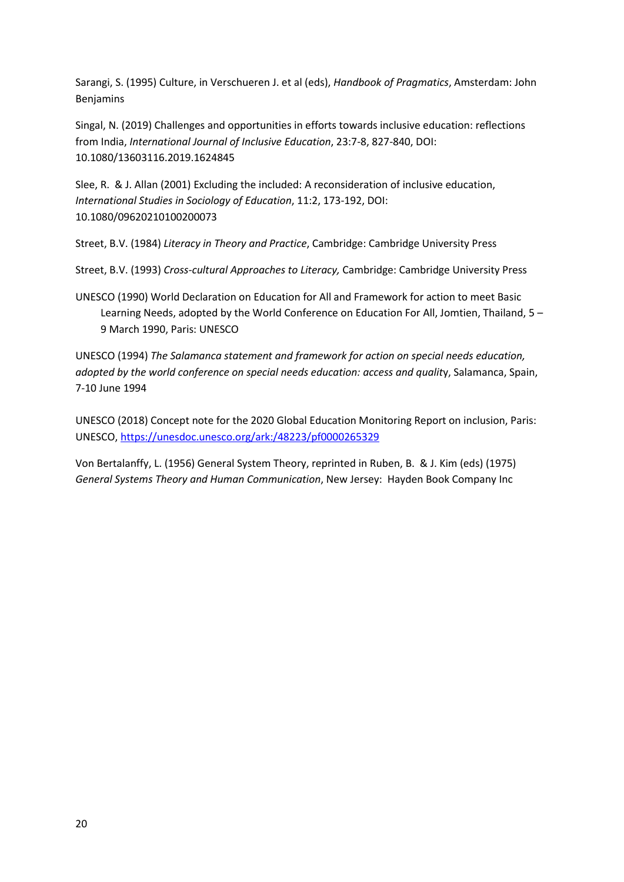Sarangi, S. (1995) Culture, in Verschueren J. et al (eds), *Handbook of Pragmatics*, Amsterdam: John Benjamins

Singal, N. (2019) Challenges and opportunities in efforts towards inclusive education: reflections from India, *International Journal of Inclusive Education*, 23:7-8, 827-840, DOI: 10.1080/13603116.2019.1624845

Slee, R. & J. Allan (2001) Excluding the included: A reconsideration of inclusive education, *International Studies in Sociology of Education*, 11:2, 173-192, DOI: 10.1080/09620210100200073

Street, B.V. (1984) *Literacy in Theory and Practice*, Cambridge: Cambridge University Press

Street, B.V. (1993) *Cross-cultural Approaches to Literacy,* Cambridge: Cambridge University Press

UNESCO (1990) World Declaration on Education for All and Framework for action to meet Basic Learning Needs, adopted by the World Conference on Education For All, Jomtien, Thailand, 5 – 9 March 1990, Paris: UNESCO

UNESCO (1994) *The Salamanca statement and framework for action on special needs education, adopted by the world conference on special needs education: access and qualit*y, Salamanca, Spain, 7-10 June 1994

UNESCO (2018) Concept note for the 2020 Global Education Monitoring Report on inclusion, Paris: UNESCO, https://unesdoc.unesco.org/ark:/48223/pf0000265329

Von Bertalanffy, L. (1956) General System Theory, reprinted in Ruben, B. & J. Kim (eds) (1975) *General Systems Theory and Human Communication*, New Jersey: Hayden Book Company Inc